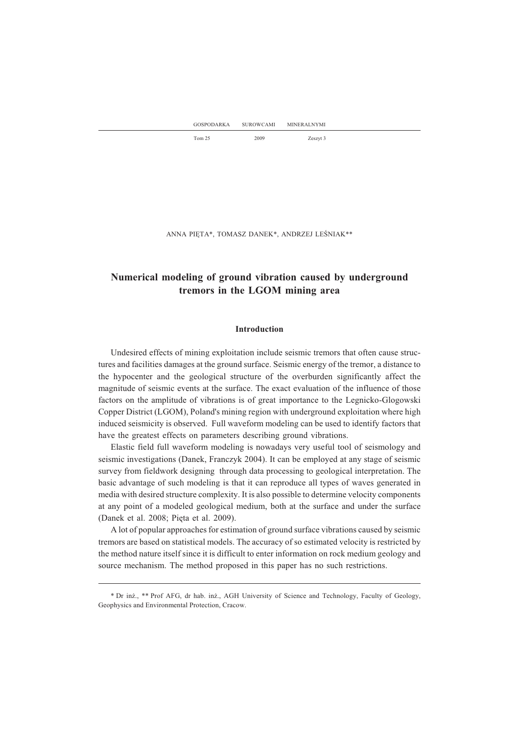ANNA PIĘTA*, TOMASZ DANEK*, ANDRZEJ LEŚNIAK**

# Numerical modeling of ground vibration caused by underground tremors in the LGOM mining area

## Introduction

Undesired effects of mining exploitation include seismic tremors that often cause structures and facilities damages at the ground surface. Seismic energy of the tremor, a distance to the hypocenter and the geological structure of the overburden significantly affect the magnitude of seismic events at the surface. The exact evaluation of the influence of those factors on the amplitude of vibrations is of great importance to the Legnicko-Glogowski Copper District (LGOM), Poland's mining region with underground exploitation where high induced seismicity is observed. Full waveform modeling can be used to identify factors that have the greatest effects on parameters describing ground vibrations.

Elastic field full waveform modeling is nowadays very useful tool of seismology and seismic investigations (Danek, Franczyk 2004). It can be employed at any stage of seismic survey from fieldwork designing through data processing to geological interpretation. The basic advantage of such modeling is that it can reproduce all types of waves generated in media with desired structure complexity. It is also possible to determine velocity components at any point of a modeled geological medium, both at the surface and under the surface (Danek et al. 2008; Pięta et al. 2009).

A lot of popular approaches for estimation of ground surface vibrations caused by seismic tremors are based on statistical models. The accuracy of so estimated velocity is restricted by the method nature itself since it is difficult to enter information on rock medium geology and source mechanism. The method proposed in this paper has no such restrictions.

---

* Dr inż., ** Prof AFG, dr hab. inż., AGH University of Science and Technology, Faculty of Geology, Geophysics and Environmental Protection, Cracow.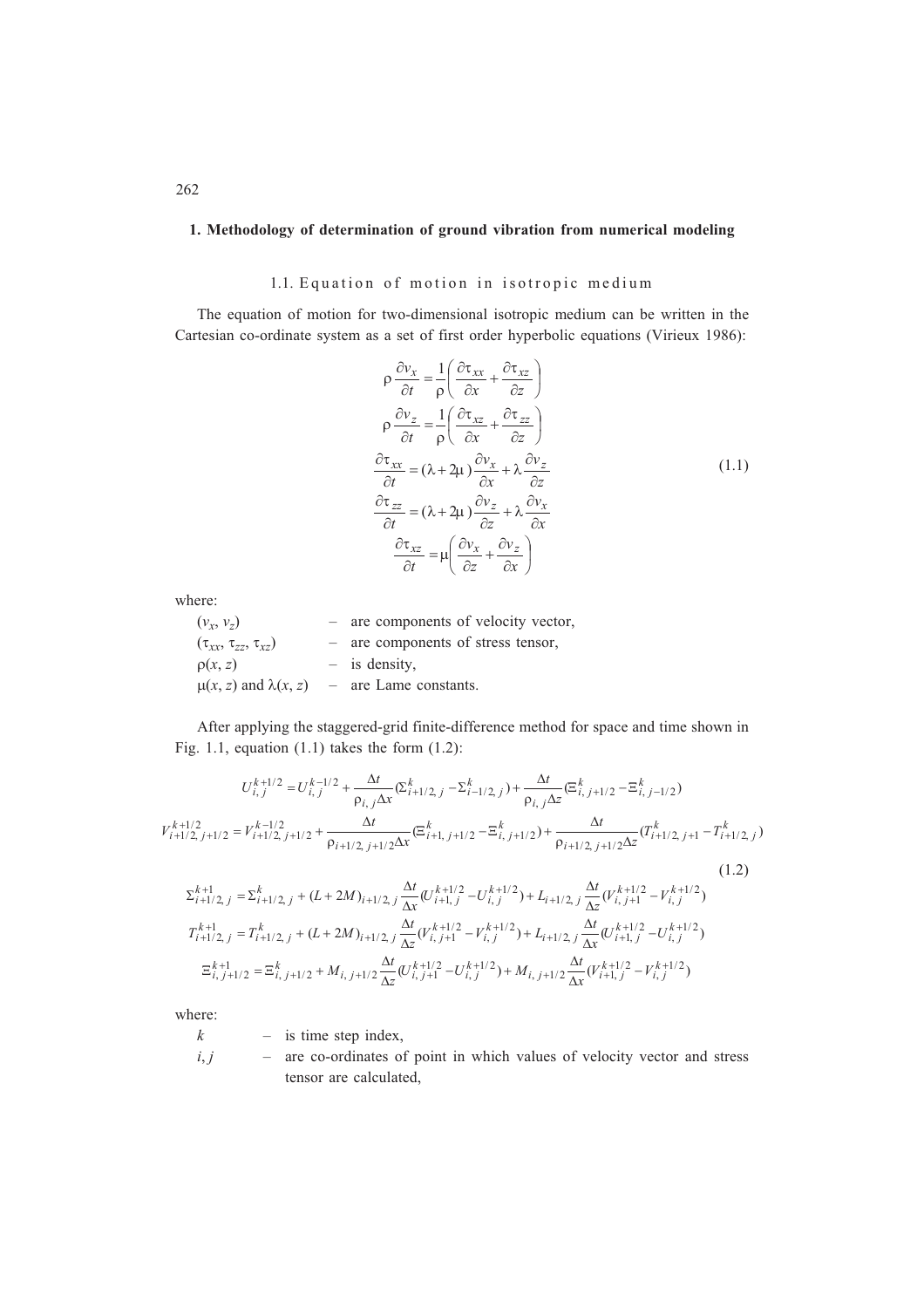## 1. Methodology of determination of ground vibration from numerical modeling

### 1.1. Equation of motion in isotropic medium

The equation of motion for two-dimensional isotropic medium can be written in the Cartesian co-ordinate system as a set of first order hyperbolic equations (Virieux 1986):

$$
\begin{aligned}
\rho \frac{\partial v_x}{\partial t} &= \frac{1}{\rho}\left(\frac{\partial \tau_{xx}}{\partial x} + \frac{\partial \tau_{xz}}{\partial z}\right) \\
\rho \frac{\partial v_z}{\partial t} &= \frac{1}{\rho}\left(\frac{\partial \tau_{xz}}{\partial x} + \frac{\partial \tau_{zz}}{\partial z}\right) \\
\frac{\partial \tau_{xx}}{\partial t} &= (\lambda + 2\mu)\frac{\partial v_x}{\partial x} + \lambda \frac{\partial v_z}{\partial z} \\
\frac{\partial \tau_{zz}}{\partial t} &= (\lambda + 2\mu)\frac{\partial v_z}{\partial z} + \lambda \frac{\partial v_x}{\partial x} \\
\frac{\partial \tau_{xz}}{\partial t} &= \mu\left(\frac{\partial v_x}{\partial z} + \frac{\partial v_z}{\partial x}\right)
\end{aligned}
\tag{1.1}
$$

where:

- $(v_x, v_z)$ – are components of velocity vector,
- $(\tau_{xx}, \tau_{zz}, \tau_{xz})$ – are components of stress tensor,
- $\rho(x, z)$ – is density,
- $\mu(x, z)$ and $\lambda(x, z)$ – are Lame constants.

After applying the staggered-grid finite-difference method for space and time shown in Fig. 1.1, equation (1.1) takes the form (1.2):

$$
\begin{aligned}
U_{i,j}^{k+1/2} &= U_{i,j}^{k-1/2} + \frac{\Delta t}{\rho_{i,j}\Delta x}(\Sigma_{i+1/2,j}^{k} - \Sigma_{i-1/2,j}^{k}) + \frac{\Delta t}{\rho_{i,j}\Delta z}(\Xi_{i,j+1/2}^{k} - \Xi_{i,j-1/2}^{k}) \\
V_{i+1/2,j+1/2}^{k+1/2} &= V_{i+1/2,j+1/2}^{k-1/2} + \frac{\Delta t}{\rho_{i+1/2,j+1/2}\Delta x}(\Xi_{i+1,j+1/2}^{k} - \Xi_{i,j+1/2}^{k}) + \frac{\Delta t}{\rho_{i+1/2,j+1/2}\Delta z}(T_{i+1/2,j+1}^{k} - T_{i+1/2,j}^{k}) \\
\Sigma_{i+1/2,j}^{k+1} &= \Sigma_{i+1/2,j}^{k} + (L+2M)_{i+1/2,j}\frac{\Delta t}{\Delta x}(U_{i+1,j}^{k+1/2} - U_{i,j}^{k+1/2}) + L_{i+1/2,j}\frac{\Delta t}{\Delta z}(V_{i,j+1}^{k+1/2} - V_{i,j}^{k+1/2}) \\
T_{i+1/2,j}^{k+1} &= T_{i+1/2,j}^{k} + (L+2M)_{i+1/2,j}\frac{\Delta t}{\Delta z}(V_{i,j+1}^{k+1/2} - V_{i,j}^{k+1/2}) + L_{i+1/2,j}\frac{\Delta t}{\Delta x}(U_{i+1,j}^{k+1/2} - U_{i,j}^{k+1/2}) \\
\Xi_{i,j+1/2}^{k+1} &= \Xi_{i,j+1/2}^{k} + M_{i,j+1/2}\frac{\Delta t}{\Delta z}(U_{i,j+1}^{k+1/2} - U_{i,j}^{k+1/2}) + M_{i,j+1/2}\frac{\Delta t}{\Delta x}(V_{i+1,j}^{k+1/2} - V_{i,j}^{k+1/2})
\end{aligned}
\tag{1.2}
$$

where:

- $k$ – is time step index,
- $i, j$ – are co-ordinates of point in which values of velocity vector and stress tensor are calculated,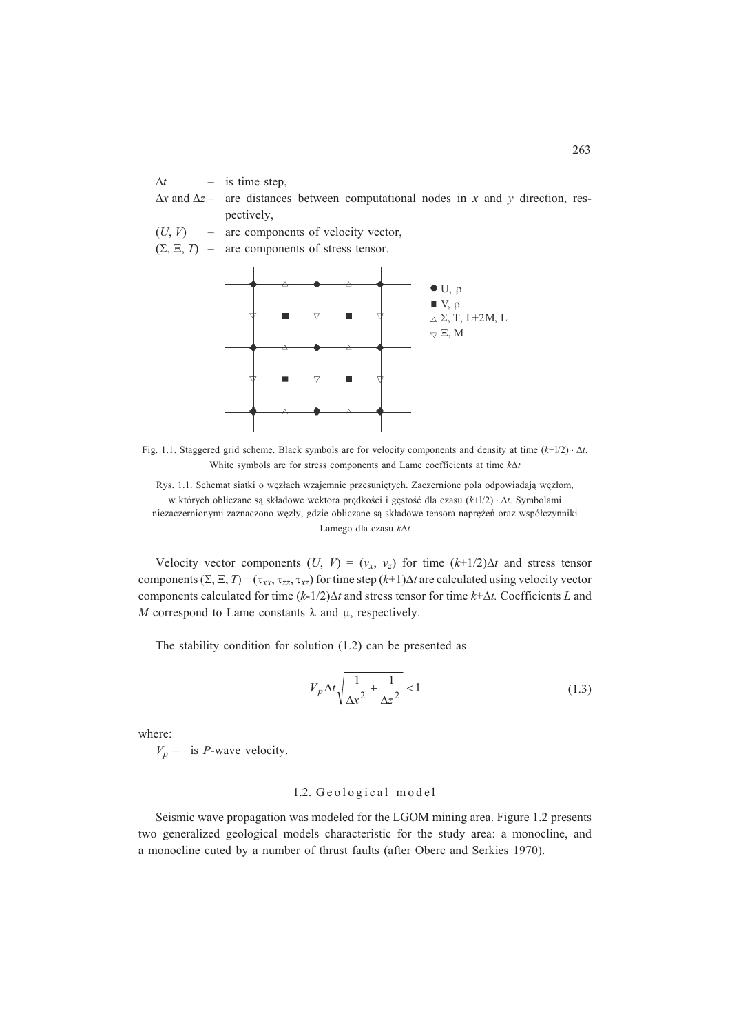$\Delta t$ – is time step,

$\Delta x$ and $\Delta z$ – are distances between computational nodes in $x$ and $y$ direction, respectively,

$(U, V)$ – are components of velocity vector,

$(\Sigma, \Xi, T)$ – are components of stress tensor.

Fig. 1.1. Staggered grid scheme. Black symbols are for velocity components and density at time $(k+l/2) \cdot \Delta t$. White symbols are for stress components and Lame coefficients at time $k\Delta t$

Rys. 1.1. Schemat siatki o węzłach wzajemnie przesuniętych. Zaczernione pola odpowiadają węzłom, w których obliczane są składowe wektora prędkości i gęstość dla czasu $(k+l/2) \cdot \Delta t$. Symbolami niezaczernionymi zaznaczono węzły, gdzie obliczane są składowe tensora naprężeń oraz współczynniki Lamego dla czasu $k\Delta t$

Velocity vector components $(U, V) = (v_x, v_z)$ for time $(k+1/2)\Delta t$ and stress tensor components $(\Sigma, \Xi, T) = (\tau_{xx}, \tau_{zz}, \tau_{xz})$ for time step $(k+1)\Delta t$ are calculated using velocity vector components calculated for time $(k-1/2)\Delta t$ and stress tensor for time $k+\Delta t$. Coefficients $L$ and $M$ correspond to Lame constants $\lambda$ and $\mu$, respectively.

The stability condition for solution (1.2) can be presented as

$$V_p \Delta t \sqrt{\frac{1}{\Delta x^2} + \frac{1}{\Delta z^2}} < 1 \tag{1.3}$$

where:

$V_p$ – is $P$-wave velocity.

### 1.2. Geological model

Seismic wave propagation was modeled for the LGOM mining area. Figure 1.2 presents two generalized geological models characteristic for the study area: a monocline, and a monocline cuted by a number of thrust faults (after Oberc and Serkies 1970).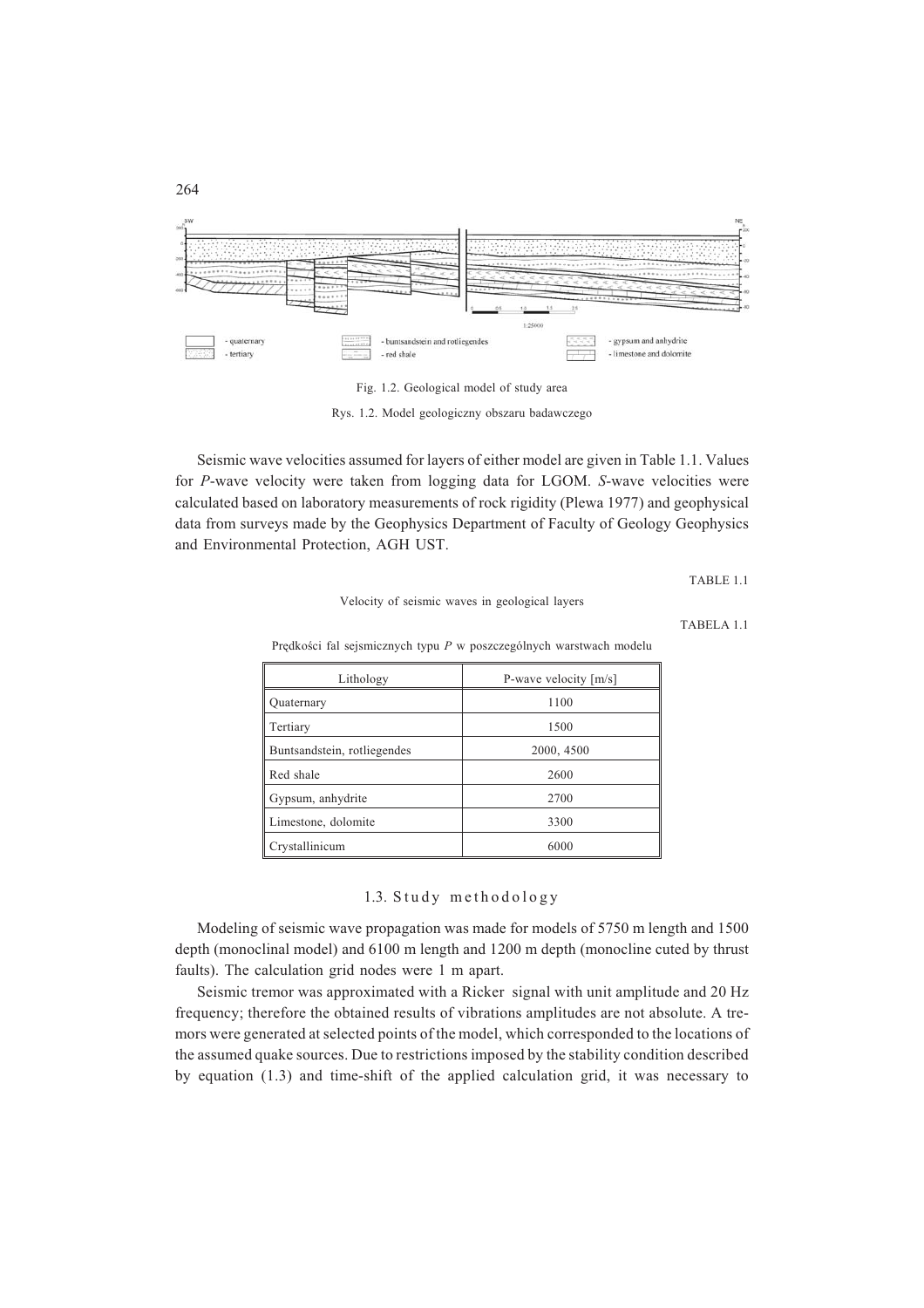Fig. 1.2. Geological model of study area

Rys. 1.2. Model geologiczny obszaru badawczego

Seismic wave velocities assumed for layers of either model are given in Table 1.1. Values for *P*-wave velocity were taken from logging data for LGOM. *S*-wave velocities were calculated based on laboratory measurements of rock rigidity (Plewa 1977) and geophysical data from surveys made by the Geophysics Department of Faculty of Geology Geophysics and Environmental Protection, AGH UST.

TABLE 1.1

Velocity of seismic waves in geological layers

TABELA 1.1

Prędkości fal sejsmicznych typu *P* w poszczególnych warstwach modelu

| Lithology | P-wave velocity [m/s] |
|---|---|
| Quaternary | 1100 |
| Tertiary | 1500 |
| Buntsandstein, rotliegendes | 2000, 4500 |
| Red shale | 2600 |
| Gypsum, anhydrite | 2700 |
| Limestone, dolomite | 3300 |
| Crystallinicum | 6000 |

## 1.3. Study methodology

Modeling of seismic wave propagation was made for models of 5750 m length and 1500 depth (monoclinal model) and 6100 m length and 1200 m depth (monocline cuted by thrust faults). The calculation grid nodes were 1 m apart.

Seismic tremor was approximated with a Ricker signal with unit amplitude and 20 Hz frequency; therefore the obtained results of vibrations amplitudes are not absolute. A tremors were generated at selected points of the model, which corresponded to the locations of the assumed quake sources. Due to restrictions imposed by the stability condition described by equation (1.3) and time-shift of the applied calculation grid, it was necessary to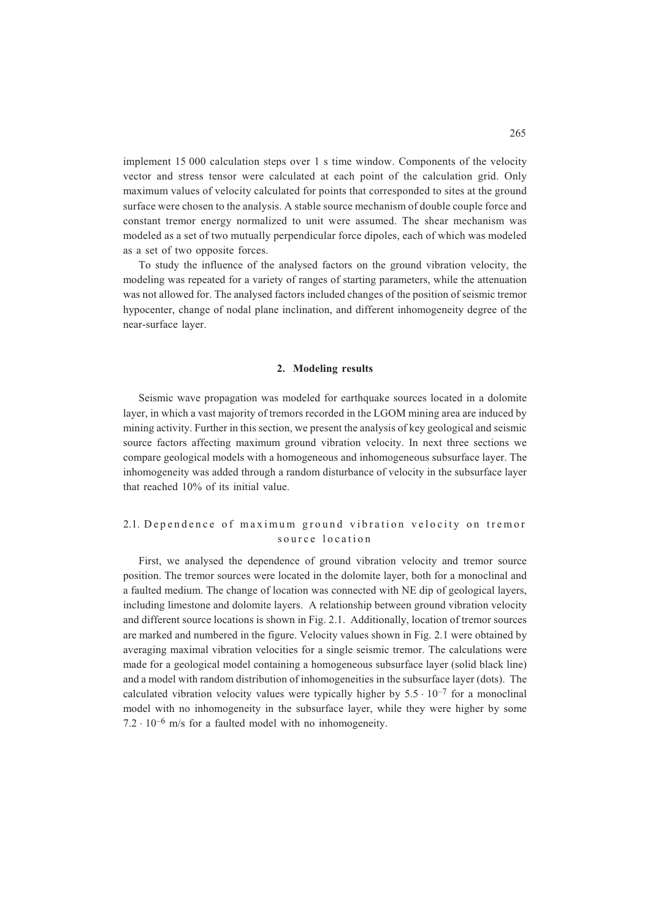implement 15 000 calculation steps over 1 s time window. Components of the velocity vector and stress tensor were calculated at each point of the calculation grid. Only maximum values of velocity calculated for points that corresponded to sites at the ground surface were chosen to the analysis. A stable source mechanism of double couple force and constant tremor energy normalized to unit were assumed. The shear mechanism was modeled as a set of two mutually perpendicular force dipoles, each of which was modeled as a set of two opposite forces.

To study the influence of the analysed factors on the ground vibration velocity, the modeling was repeated for a variety of ranges of starting parameters, while the attenuation was not allowed for. The analysed factors included changes of the position of seismic tremor hypocenter, change of nodal plane inclination, and different inhomogeneity degree of the near-surface layer.

## 2. Modeling results

Seismic wave propagation was modeled for earthquake sources located in a dolomite layer, in which a vast majority of tremors recorded in the LGOM mining area are induced by mining activity. Further in this section, we present the analysis of key geological and seismic source factors affecting maximum ground vibration velocity. In next three sections we compare geological models with a homogeneous and inhomogeneous subsurface layer. The inhomogeneity was added through a random disturbance of velocity in the subsurface layer that reached 10% of its initial value.

### 2.1. Dependence of maximum ground vibration velocity on tremor source location

First, we analysed the dependence of ground vibration velocity and tremor source position. The tremor sources were located in the dolomite layer, both for a monoclinal and a faulted medium. The change of location was connected with NE dip of geological layers, including limestone and dolomite layers. A relationship between ground vibration velocity and different source locations is shown in Fig. 2.1. Additionally, location of tremor sources are marked and numbered in the figure. Velocity values shown in Fig. 2.1 were obtained by averaging maximal vibration velocities for a single seismic tremor. The calculations were made for a geological model containing a homogeneous subsurface layer (solid black line) and a model with random distribution of inhomogeneities in the subsurface layer (dots). The calculated vibration velocity values were typically higher by $5.5 \cdot 10^{-7}$ for a monoclinal model with no inhomogeneity in the subsurface layer, while they were higher by some $7.2 \cdot 10^{-6}$ m/s for a faulted model with no inhomogeneity.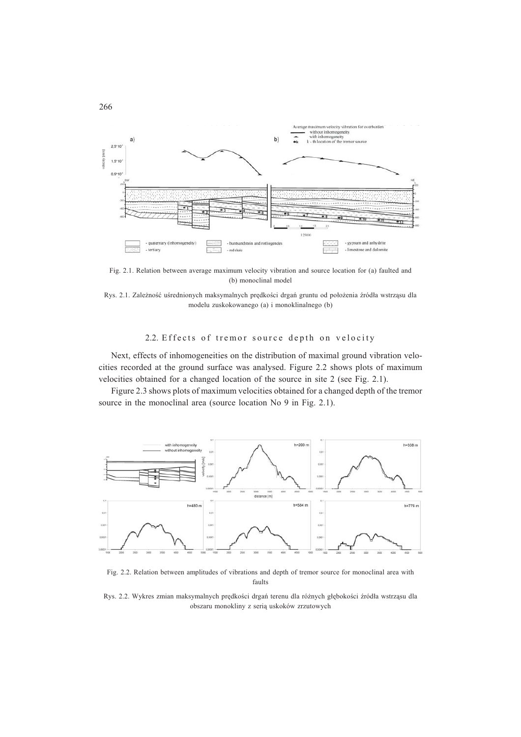Fig. 2.1. Relation between average maximum velocity vibration and source location for (a) faulted and (b) monoclinal model

Rys. 2.1. Zależność uśrednionych maksymalnych prędkości drgań gruntu od położenia źródła wstrząsu dla modelu zuskokowanego (a) i monoklinalnego (b)

## 2.2. Effects of tremor source depth on velocity

Next, effects of inhomogeneities on the distribution of maximal ground vibration velocities recorded at the ground surface was analysed. Figure 2.2 shows plots of maximum velocities obtained for a changed location of the source in site 2 (see Fig. 2.1).

Figure 2.3 shows plots of maximum velocities obtained for a changed depth of the tremor source in the monoclinal area (source location No 9 in Fig. 2.1).

Fig. 2.2. Relation between amplitudes of vibrations and depth of tremor source for monoclinal area with faults

Rys. 2.2. Wykres zmian maksymalnych prędkości drgań terenu dla różnych głębokości źródła wstrząsu dla obszaru monokliny z serią uskoków zrzutowych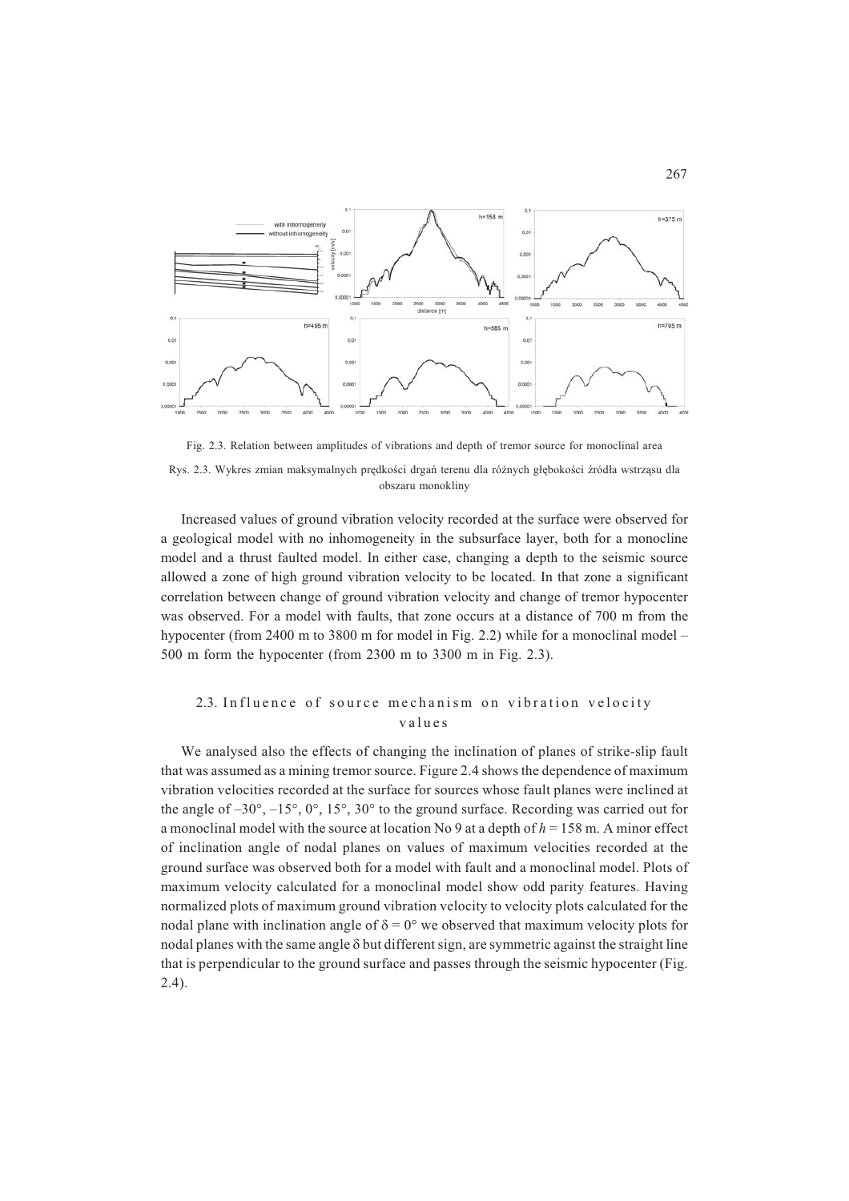Fig. 2.3. Relation between amplitudes of vibrations and depth of tremor source for monoclinal area

Rys. 2.3. Wykres zmian maksymalnych prędkości drgań terenu dla różnych głębokości źródła wstrząsu dla obszaru monokliny

Increased values of ground vibration velocity recorded at the surface were observed for a geological model with no inhomogeneity in the subsurface layer, both for a monocline model and a thrust faulted model. In either case, changing a depth to the seismic source allowed a zone of high ground vibration velocity to be located. In that zone a significant correlation between change of ground vibration velocity and change of tremor hypocenter was observed. For a model with faults, that zone occurs at a distance of 700 m from the hypocenter (from 2400 m to 3800 m for model in Fig. 2.2) while for a monoclinal model – 500 m form the hypocenter (from 2300 m to 3300 m in Fig. 2.3).

### 2.3. Influence of source mechanism on vibration velocity values

We analysed also the effects of changing the inclination of planes of strike-slip fault that was assumed as a mining tremor source. Figure 2.4 shows the dependence of maximum vibration velocities recorded at the surface for sources whose fault planes were inclined at the angle of –30°, –15°, 0°, 15°, 30° to the ground surface. Recording was carried out for a monoclinal model with the source at location No 9 at a depth of $h = 158$ m. A minor effect of inclination angle of nodal planes on values of maximum velocities recorded at the ground surface was observed both for a model with fault and a monoclinal model. Plots of maximum velocity calculated for a monoclinal model show odd parity features. Having normalized plots of maximum ground vibration velocity to velocity plots calculated for the nodal plane with inclination angle of $\delta = 0°$ we observed that maximum velocity plots for nodal planes with the same angle $\delta$ but different sign, are symmetric against the straight line that is perpendicular to the ground surface and passes through the seismic hypocenter (Fig. 2.4).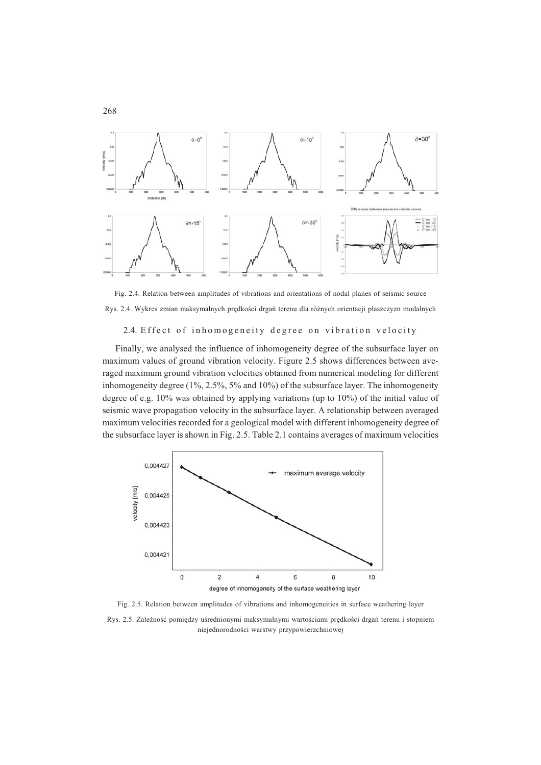Fig. 2.4. Relation between amplitudes of vibrations and orientations of nodal planes of seismic source

Rys. 2.4. Wykres zmian maksymalnych prędkości drgań terenu dla różnych orientacji płaszczyzn modalnych

### 2.4. Effect of inhomogeneity degree on vibration velocity

Finally, we analysed the influence of inhomogeneity degree of the subsurface layer on maximum values of ground vibration velocity. Figure 2.5 shows differences between averaged maximum ground vibration velocities obtained from numerical modeling for different inhomogeneity degree (1%, 2.5%, 5% and 10%) of the subsurface layer. The inhomogeneity degree of e.g. 10% was obtained by applying variations (up to 10%) of the initial value of seismic wave propagation velocity in the subsurface layer. A relationship between averaged maximum velocities recorded for a geological model with different inhomogeneity degree of the subsurface layer is shown in Fig. 2.5. Table 2.1 contains averages of maximum velocities

Fig. 2.5. Relation between amplitudes of vibrations and inhomogeneities in surface weathering layer

Rys. 2.5. Zależność pomiędzy uśrednionymi maksymalnymi wartościami prędkości drgań terenu i stopniem niejednorodności warstwy przypowierzchniowej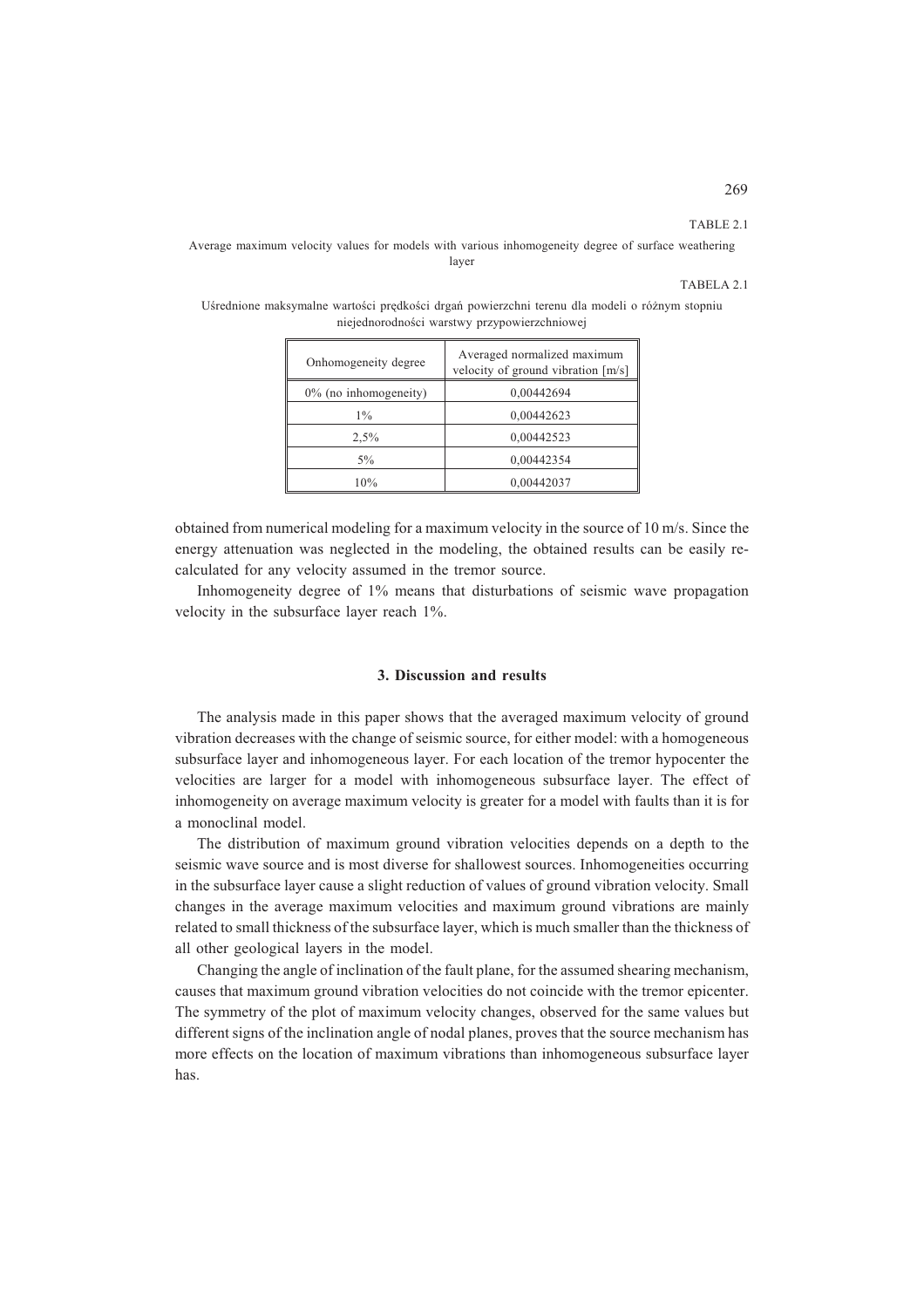TABLE 2.1

Average maximum velocity values for models with various inhomogeneity degree of surface weathering layer

TABELA 2.1

Uśrednione maksymalne wartości prędkości drgań powierzchni terenu dla modeli o różnym stopniu niejednorodności warstwy przypowierzchniowej

| Onhomogeneity degree | Averaged normalized maximum velocity of ground vibration [m/s] |
|---|---|
| 0% (no inhomogeneity) | 0,00442694 |
| 1% | 0,00442623 |
| 2,5% | 0,00442523 |
| 5% | 0,00442354 |
| 10% | 0,00442037 |

obtained from numerical modeling for a maximum velocity in the source of 10 m/s. Since the energy attenuation was neglected in the modeling, the obtained results can be easily re-calculated for any velocity assumed in the tremor source.

Inhomogeneity degree of 1% means that disturbations of seismic wave propagation velocity in the subsurface layer reach 1%.

## 3. Discussion and results

The analysis made in this paper shows that the averaged maximum velocity of ground vibration decreases with the change of seismic source, for either model: with a homogeneous subsurface layer and inhomogeneous layer. For each location of the tremor hypocenter the velocities are larger for a model with inhomogeneous subsurface layer. The effect of inhomogeneity on average maximum velocity is greater for a model with faults than it is for a monoclinal model.

The distribution of maximum ground vibration velocities depends on a depth to the seismic wave source and is most diverse for shallowest sources. Inhomogeneities occurring in the subsurface layer cause a slight reduction of values of ground vibration velocity. Small changes in the average maximum velocities and maximum ground vibrations are mainly related to small thickness of the subsurface layer, which is much smaller than the thickness of all other geological layers in the model.

Changing the angle of inclination of the fault plane, for the assumed shearing mechanism, causes that maximum ground vibration velocities do not coincide with the tremor epicenter. The symmetry of the plot of maximum velocity changes, observed for the same values but different signs of the inclination angle of nodal planes, proves that the source mechanism has more effects on the location of maximum vibrations than inhomogeneous subsurface layer has.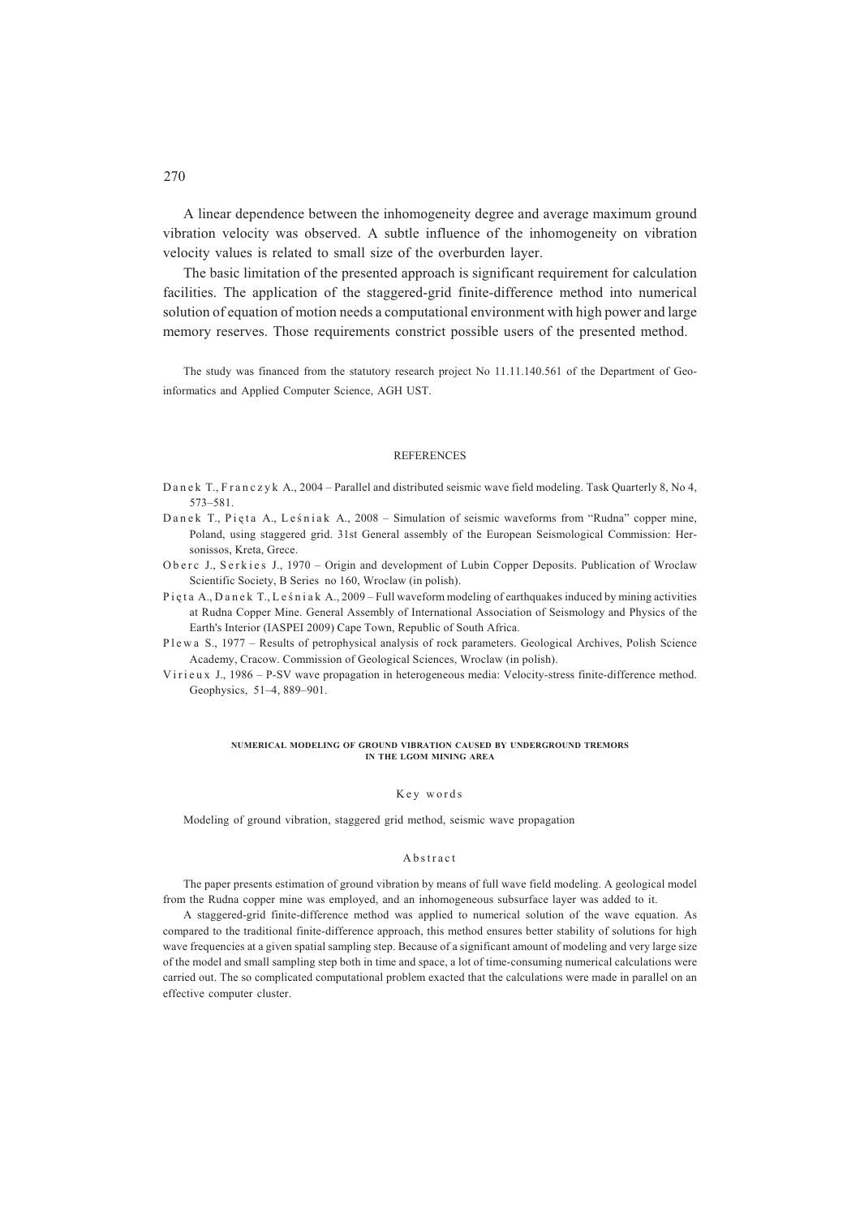A linear dependence between the inhomogeneity degree and average maximum ground vibration velocity was observed. A subtle influence of the inhomogeneity on vibration velocity values is related to small size of the overburden layer.

The basic limitation of the presented approach is significant requirement for calculation facilities. The application of the staggered-grid finite-difference method into numerical solution of equation of motion needs a computational environment with high power and large memory reserves. Those requirements constrict possible users of the presented method.

The study was financed from the statutory research project No 11.11.140.561 of the Department of Geoinformatics and Applied Computer Science, AGH UST.

## REFERENCES

Danek T., Franczyk A., 2004 – Parallel and distributed seismic wave field modeling. Task Quarterly 8, No 4, 573–581.

Danek T., Pięta A., Leśniak A., 2008 – Simulation of seismic waveforms from "Rudna" copper mine, Poland, using staggered grid. 31st General assembly of the European Seismological Commission: Hersonissos, Kreta, Grece.

Oberc J., Serkies J., 1970 – Origin and development of Lubin Copper Deposits. Publication of Wroclaw Scientific Society, B Series no 160, Wroclaw (in polish).

Pięta A., Danek T., Leśniak A., 2009 – Full waveform modeling of earthquakes induced by mining activities at Rudna Copper Mine. General Assembly of International Association of Seismology and Physics of the Earth's Interior (IASPEI 2009) Cape Town, Republic of South Africa.

Plewa S., 1977 – Results of petrophysical analysis of rock parameters. Geological Archives, Polish Science Academy, Cracow. Commission of Geological Sciences, Wroclaw (in polish).

Virieux J., 1986 – P-SV wave propagation in heterogeneous media: Velocity-stress finite-difference method. Geophysics, 51–4, 889–901.

### NUMERICAL MODELING OF GROUND VIBRATION CAUSED BY UNDERGROUND TREMORS IN THE LGOM MINING AREA

#### Key words

Modeling of ground vibration, staggered grid method, seismic wave propagation

#### Abstract

The paper presents estimation of ground vibration by means of full wave field modeling. A geological model from the Rudna copper mine was employed, and an inhomogeneous subsurface layer was added to it.

A staggered-grid finite-difference method was applied to numerical solution of the wave equation. As compared to the traditional finite-difference approach, this method ensures better stability of solutions for high wave frequencies at a given spatial sampling step. Because of a significant amount of modeling and very large size of the model and small sampling step both in time and space, a lot of time-consuming numerical calculations were carried out. The so complicated computational problem exacted that the calculations were made in parallel on an effective computer cluster.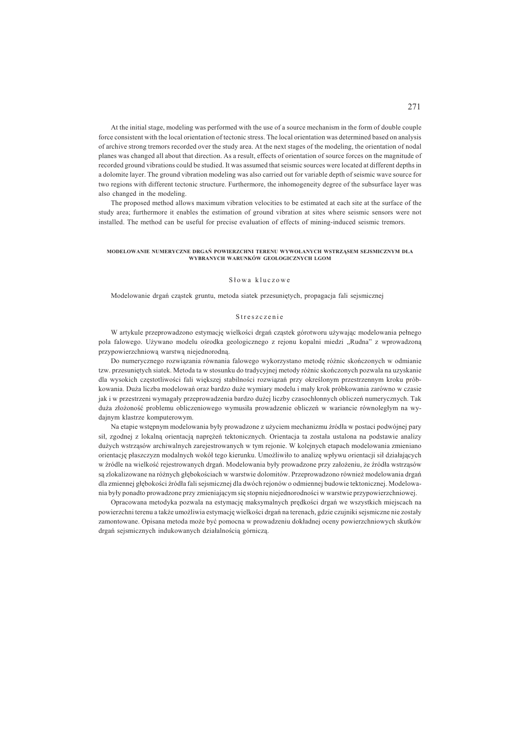At the initial stage, modeling was performed with the use of a source mechanism in the form of double couple force consistent with the local orientation of tectonic stress. The local orientation was determined based on analysis of archive strong tremors recorded over the study area. At the next stages of the modeling, the orientation of nodal planes was changed all about that direction. As a result, effects of orientation of source forces on the magnitude of recorded ground vibrations could be studied. It was assumed that seismic sources were located at different depths in a dolomite layer. The ground vibration modeling was also carried out for variable depth of seismic wave source for two regions with different tectonic structure. Furthermore, the inhomogeneity degree of the subsurface layer was also changed in the modeling.

The proposed method allows maximum vibration velocities to be estimated at each site at the surface of the study area; furthermore it enables the estimation of ground vibration at sites where seismic sensors were not installed. The method can be useful for precise evaluation of effects of mining-induced seismic tremors.

#### MODELOWANIE NUMERYCZNE DRGAŃ POWIERZCHNI TERENU WYWOŁANYCH WSTRZĄSEM SEJSMICZNYM DLA WYBRANYCH WARUNKÓW GEOLOGICZNYCH LGOM

##### Słowa kluczowe

Modelowanie drgań cząstek gruntu, metoda siatek przesuniętych, propagacja fali sejsmicznej

##### Streszczenie

W artykule przeprowadzono estymację wielkości drgań cząstek górotworu używając modelowania pełnego pola falowego. Używano modelu ośrodka geologicznego z rejonu kopalni miedzi „Rudna" z wprowadzoną przypowierzchniową warstwą niejednorodną.

Do numerycznego rozwiązania równania falowego wykorzystano metodę różnic skończonych w odmianie tzw. przesuniętych siatek. Metoda ta w stosunku do tradycyjnej metody różnic skończonych pozwala na uzyskanie dla wysokich częstotliwości fali większej stabilności rozwiązań przy określonym przestrzennym kroku próbkowania. Duża liczba modelowań oraz bardzo duże wymiary modelu i mały krok próbkowania zarówno w czasie jak i w przestrzeni wymagały przeprowadzenia bardzo dużej liczby czasochłonnych obliczeń numerycznych. Tak duża złożoność problemu obliczeniowego wymusiła prowadzenie obliczeń w wariancie równoległym na wydajnym klastrze komputerowym.

Na etapie wstępnym modelowania były prowadzone z użyciem mechanizmu źródła w postaci podwójnej pary sił, zgodnej z lokalną orientacją naprężeń tektonicznych. Orientacja ta została ustalona na podstawie analizy dużych wstrząsów archiwalnych zarejestrowanych w tym rejonie. W kolejnych etapach modelowania zmieniano orientację płaszczyzn modalnych wokół tego kierunku. Umożliwiło to analizę wpływu orientacji sił działających w źródle na wielkość rejestrowanych drgań. Modelowania były prowadzone przy założeniu, że źródła wstrząsów są zlokalizowane na różnych głębokościach w warstwie dolomitów. Przeprowadzono również modelowania drgań dla zmiennej głębokości źródła fali sejsmicznej dla dwóch rejonów o odmiennej budowie tektonicznej. Modelowania były ponadto prowadzone przy zmieniającym się stopniu niejednorodności w warstwie przypowierzchniowej.

Opracowana metodyka pozwala na estymację maksymalnych prędkości drgań we wszystkich miejscach na powierzchni terenu a także umożliwia estymację wielkości drgań na terenach, gdzie czujniki sejsmiczne nie zostały zamontowane. Opisana metoda może być pomocna w prowadzeniu dokładnej oceny powierzchniowych skutków drgań sejsmicznych indukowanych działalnością górniczą.